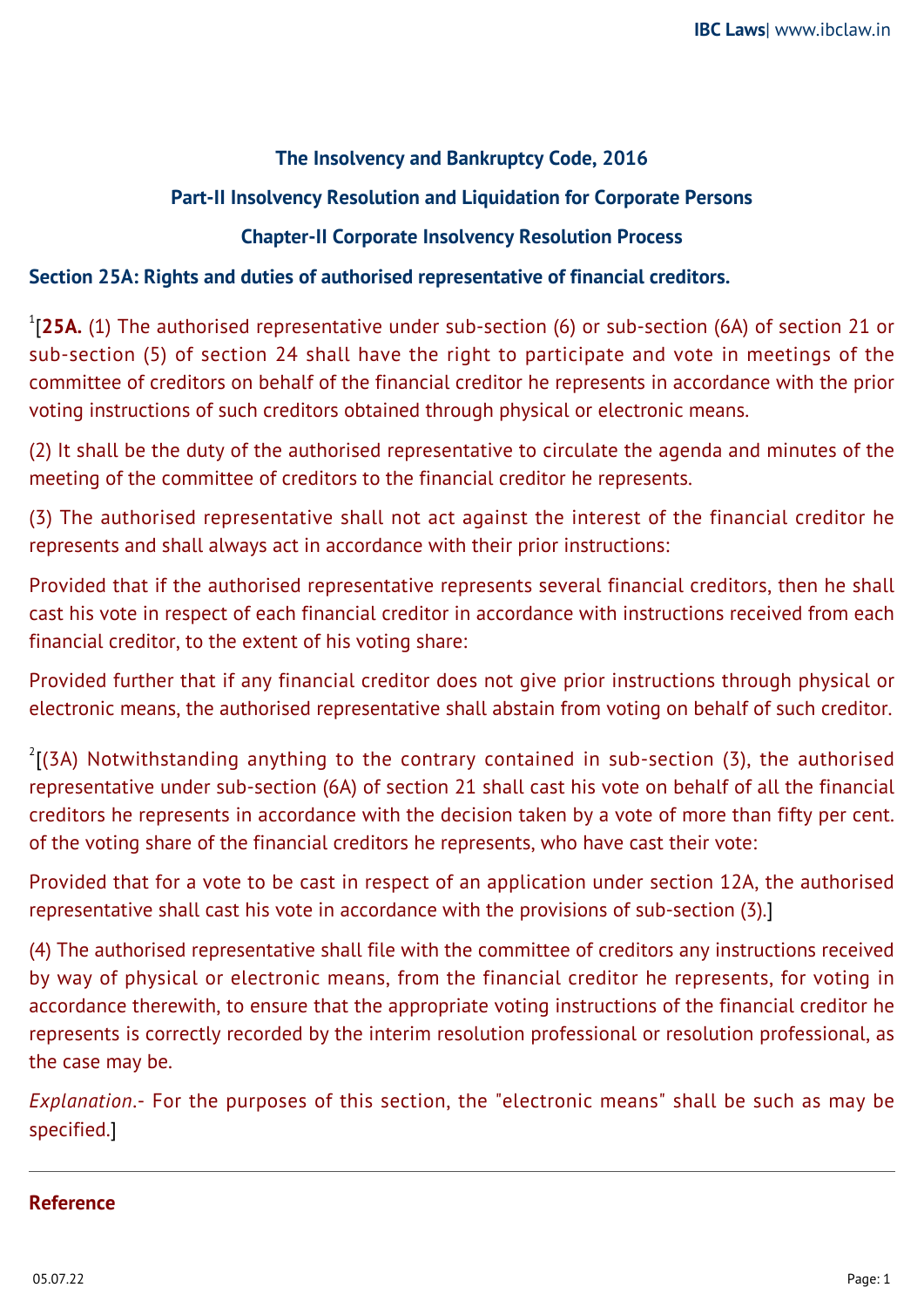**The Insolvency and Bankruptcy Code, 2016**

**Part-II Insolvency Resolution and Liquidation for Corporate Persons**

**Chapter-II Corporate Insolvency Resolution Process**

### Section 25A: Rights and duties of authorised representative of financial creditors.

[1][**25A.** (1) The authorised representative under sub-section (6) or sub-section (6A) of section 21 or sub-section (5) of section 24 shall have the right to participate and vote in meetings of the committee of creditors on behalf of the financial creditor he represents in accordance with the prior voting instructions of such creditors obtained through physical or electronic means.

(2) It shall be the duty of the authorised representative to circulate the agenda and minutes of the meeting of the committee of creditors to the financial creditor he represents.

(3) The authorised representative shall not act against the interest of the financial creditor he represents and shall always act in accordance with their prior instructions:

Provided that if the authorised representative represents several financial creditors, then he shall cast his vote in respect of each financial creditor in accordance with instructions received from each financial creditor, to the extent of his voting share:

Provided further that if any financial creditor does not give prior instructions through physical or electronic means, the authorised representative shall abstain from voting on behalf of such creditor.

[2][(3A) Notwithstanding anything to the contrary contained in sub-section (3), the authorised representative under sub-section (6A) of section 21 shall cast his vote on behalf of all the financial creditors he represents in accordance with the decision taken by a vote of more than fifty per cent. of the voting share of the financial creditors he represents, who have cast their vote:

Provided that for a vote to be cast in respect of an application under section 12A, the authorised representative shall cast his vote in accordance with the provisions of sub-section (3).]

(4) The authorised representative shall file with the committee of creditors any instructions received by way of physical or electronic means, from the financial creditor he represents, for voting in accordance therewith, to ensure that the appropriate voting instructions of the financial creditor he represents is correctly recorded by the interim resolution professional or resolution professional, as the case may be.

*Explanation*.- For the purposes of this section, the "electronic means" shall be such as may be specified.]

---

**Reference**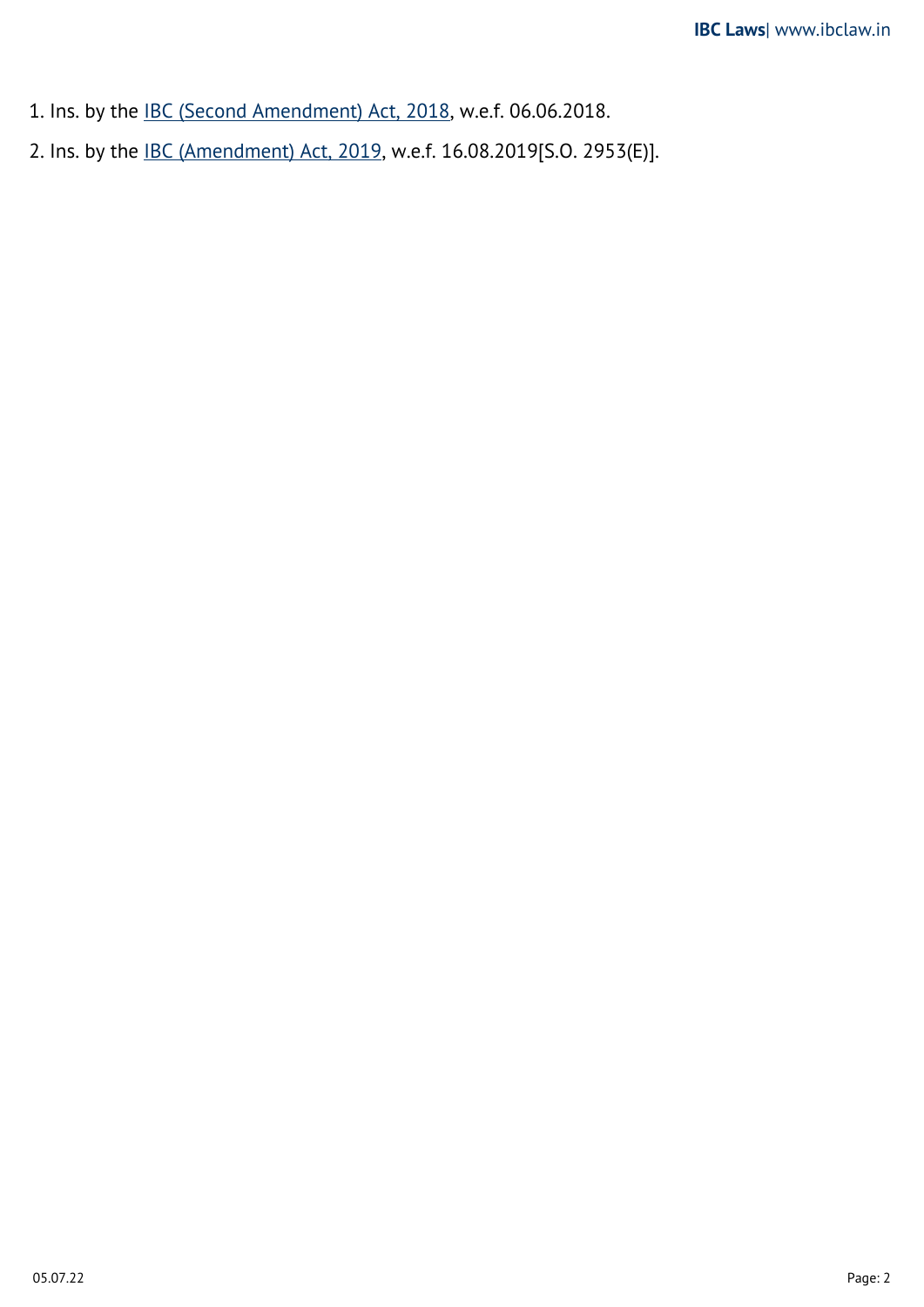1. Ins. by the IBC (Second Amendment) Act, 2018, w.e.f. 06.06.2018.
2. Ins. by the IBC (Amendment) Act, 2019, w.e.f. 16.08.2019[S.O. 2953(E)].